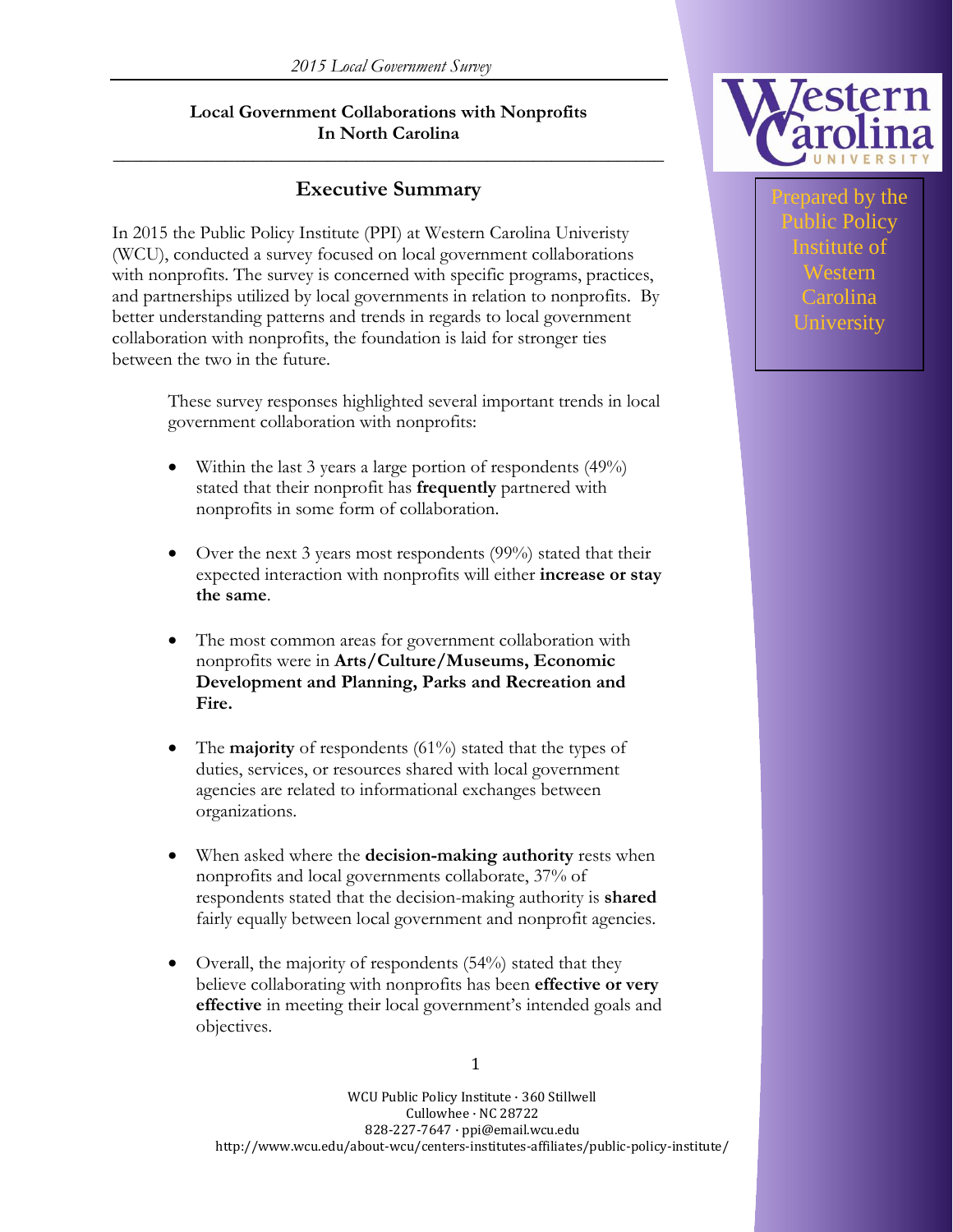# Local Government Collaborations with Nonprofits In North Carolina

Prepared by the Public Policy Institute of Western Carolina University

## Executive Summary

In 2015 the Public Policy Institute (PPI) at Western Carolina Univeristy (WCU), conducted a survey focused on local government collaborations with nonprofits. The survey is concerned with specific programs, practices, and partnerships utilized by local governments in relation to nonprofits. By better understanding patterns and trends in regards to local government collaboration with nonprofits, the foundation is laid for stronger ties between the two in the future.

These survey responses highlighted several important trends in local government collaboration with nonprofits:

- Within the last 3 years a large portion of respondents (49%) stated that their nonprofit has **frequently** partnered with nonprofits in some form of collaboration.
- Over the next 3 years most respondents (99%) stated that their expected interaction with nonprofits will either **increase or stay the same**.
- The most common areas for government collaboration with nonprofits were in **Arts/Culture/Museums, Economic Development and Planning, Parks and Recreation and Fire.**
- The **majority** of respondents (61%) stated that the types of duties, services, or resources shared with local government agencies are related to informational exchanges between organizations.
- When asked where the **decision-making authority** rests when nonprofits and local governments collaborate, 37% of respondents stated that the decision-making authority is **shared** fairly equally between local government and nonprofit agencies.
- Overall, the majority of respondents (54%) stated that they believe collaborating with nonprofits has been **effective or very effective** in meeting their local government's intended goals and objectives.

WCU Public Policy Institute · 360 Stillwell
Cullowhee · NC 28722
828-227-7647 · ppi@email.wcu.edu
http://www.wcu.edu/about-wcu/centers-institutes-affiliates/public-policy-institute/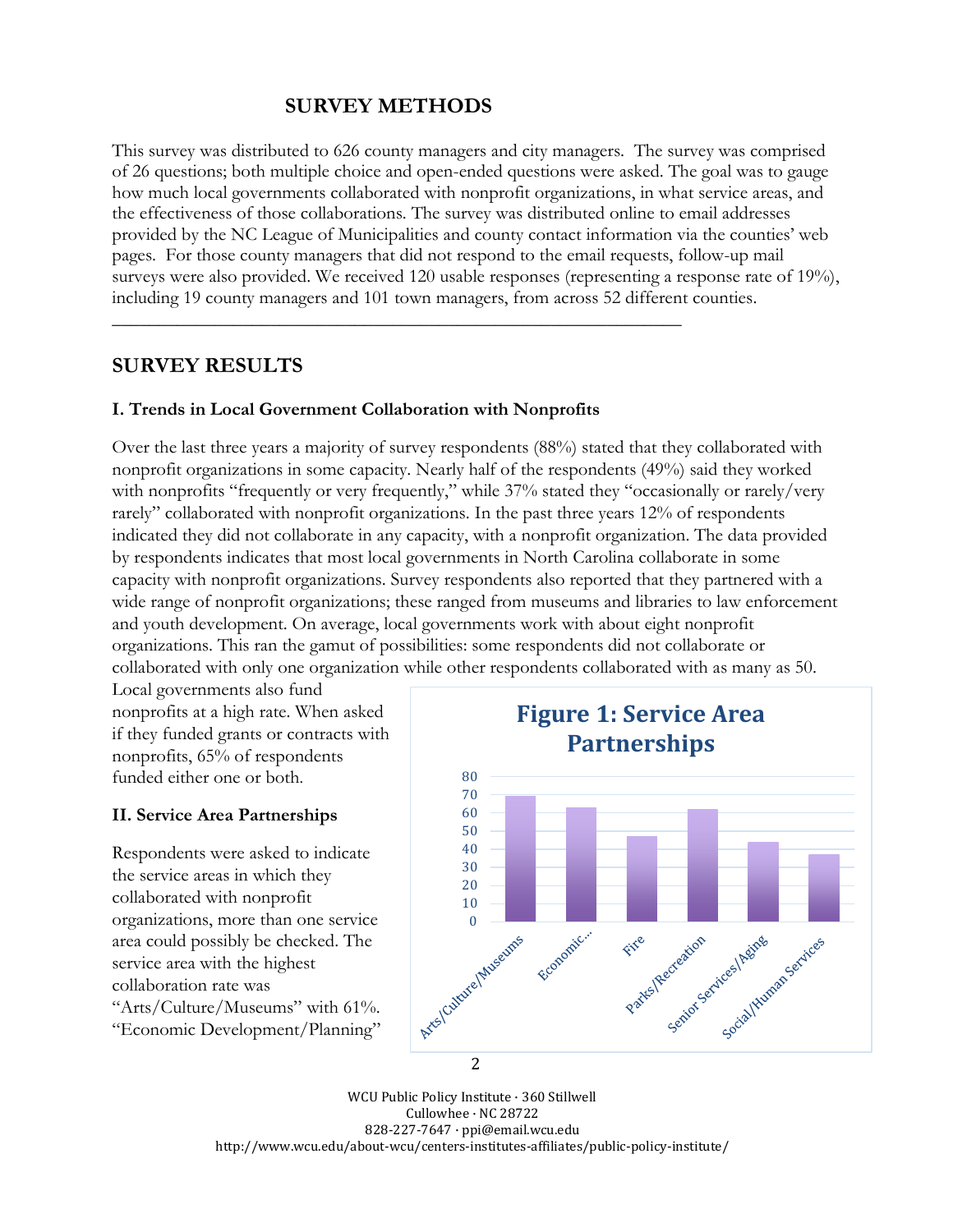## SURVEY METHODS

This survey was distributed to 626 county managers and city managers. The survey was comprised of 26 questions; both multiple choice and open-ended questions were asked. The goal was to gauge how much local governments collaborated with nonprofit organizations, in what service areas, and the effectiveness of those collaborations. The survey was distributed online to email addresses provided by the NC League of Municipalities and county contact information via the counties' web pages. For those county managers that did not respond to the email requests, follow-up mail surveys were also provided. We received 120 usable responses (representing a response rate of 19%), including 19 county managers and 101 town managers, from across 52 different counties.

---

## SURVEY RESULTS

### I. Trends in Local Government Collaboration with Nonprofits

Over the last three years a majority of survey respondents (88%) stated that they collaborated with nonprofit organizations in some capacity. Nearly half of the respondents (49%) said they worked with nonprofits "frequently or very frequently," while 37% stated they "occasionally or rarely/very rarely" collaborated with nonprofit organizations. In the past three years 12% of respondents indicated they did not collaborate in any capacity, with a nonprofit organization. The data provided by respondents indicates that most local governments in North Carolina collaborate in some capacity with nonprofit organizations. Survey respondents also reported that they partnered with a wide range of nonprofit organizations; these ranged from museums and libraries to law enforcement and youth development. On average, local governments work with about eight nonprofit organizations. This ran the gamut of possibilities: some respondents did not collaborate or collaborated with only one organization while other respondents collaborated with as many as 50. Local governments also fund nonprofits at a high rate. When asked if they funded grants or contracts with nonprofits, 65% of respondents funded either one or both.

### II. Service Area Partnerships

Respondents were asked to indicate the service areas in which they collaborated with nonprofit organizations, more than one service area could possibly be checked. The service area with the highest collaboration rate was "Arts/Culture/Museums" with 61%. "Economic Development/Planning"

**Figure 1: Service Area Partnerships**

| Service Area | Value |
|---|---|
| Arts/Culture/Museums | 69 |
| Economic... | 63 |
| Fire | 47 |
| Parks/Recreation | 62 |
| Senior Services/Aging | 44 |
| Social/Human Services | 37 |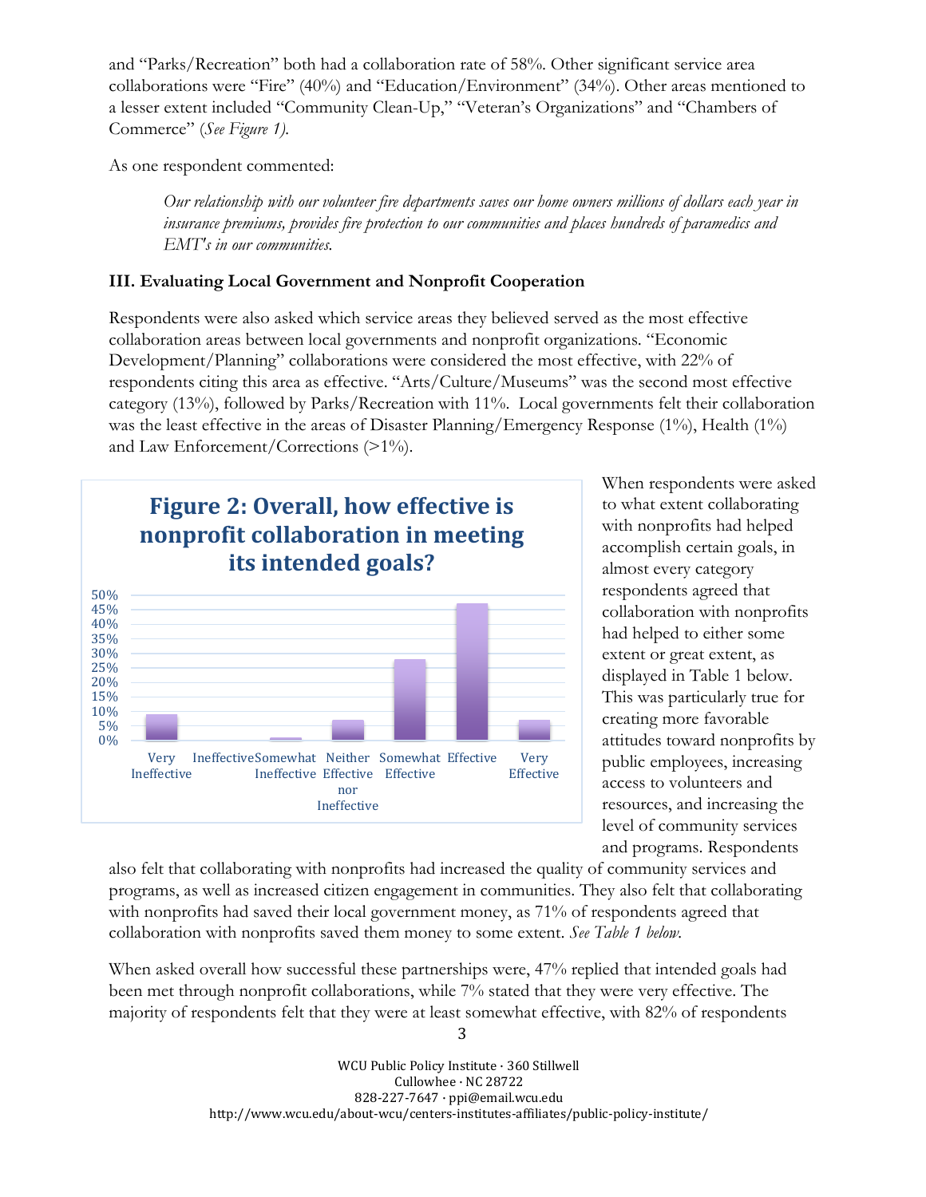and "Parks/Recreation" both had a collaboration rate of 58%. Other significant service area collaborations were "Fire" (40%) and "Education/Environment" (34%). Other areas mentioned to a lesser extent included "Community Clean-Up," "Veteran's Organizations" and "Chambers of Commerce" (*See Figure 1).*

As one respondent commented:

> *Our relationship with our volunteer fire departments saves our home owners millions of dollars each year in insurance premiums, provides fire protection to our communities and places hundreds of paramedics and EMT's in our communities.*

### III. Evaluating Local Government and Nonprofit Cooperation

Respondents were also asked which service areas they believed served as the most effective collaboration areas between local governments and nonprofit organizations. "Economic Development/Planning" collaborations were considered the most effective, with 22% of respondents citing this area as effective. "Arts/Culture/Museums" was the second most effective category (13%), followed by Parks/Recreation with 11%. Local governments felt their collaboration was the least effective in the areas of Disaster Planning/Emergency Response (1%), Health (1%) and Law Enforcement/Corrections (>1%).

**Figure 2: Overall, how effective is nonprofit collaboration in meeting its intended goals?**

When respondents were asked to what extent collaborating with nonprofits had helped accomplish certain goals, in almost every category respondents agreed that collaboration with nonprofits had helped to either some extent or great extent, as displayed in Table 1 below. This was particularly true for creating more favorable attitudes toward nonprofits by public employees, increasing access to volunteers and resources, and increasing the level of community services and programs. Respondents also felt that collaborating with nonprofits had increased the quality of community services and programs, as well as increased citizen engagement in communities. They also felt that collaborating with nonprofits had saved their local government money, as 71% of respondents agreed that collaboration with nonprofits saved them money to some extent. *See Table 1 below.*

When asked overall how successful these partnerships were, 47% replied that intended goals had been met through nonprofit collaborations, while 7% stated that they were very effective. The majority of respondents felt that they were at least somewhat effective, with 82% of respondents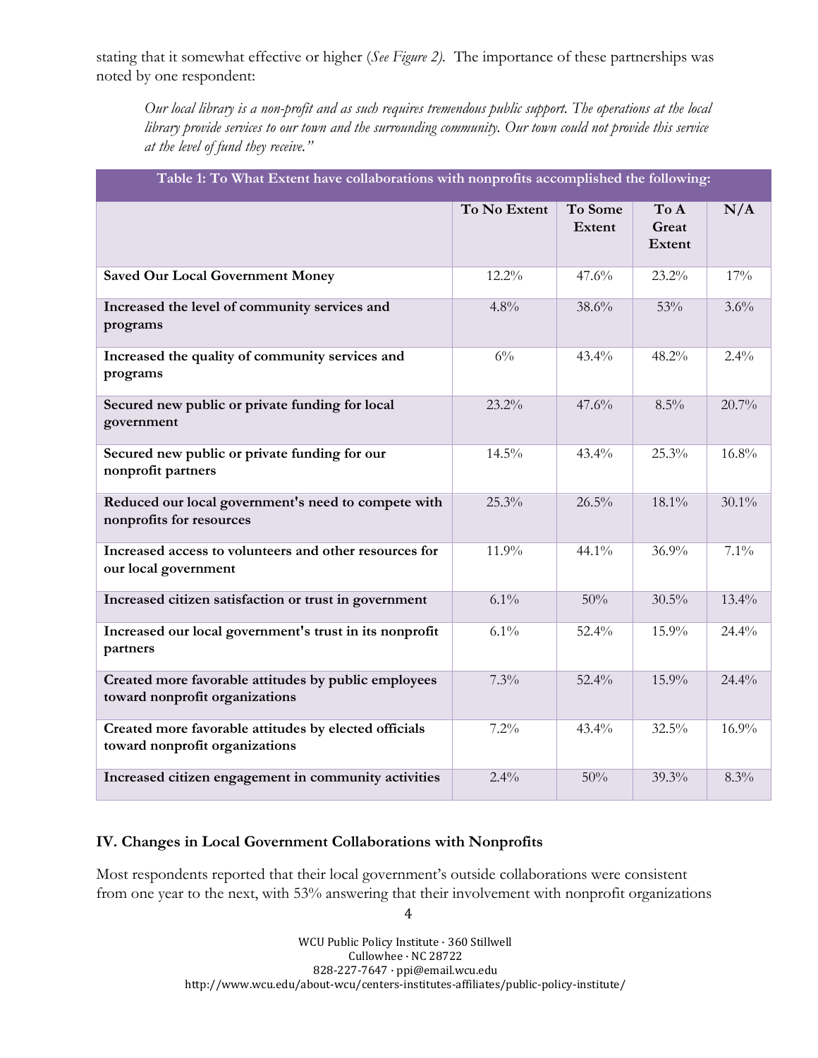stating that it somewhat effective or higher (*See Figure 2).* The importance of these partnerships was noted by one respondent:

> *Our local library is a non-profit and as such requires tremendous public support. The operations at the local library provide services to our town and the surrounding community. Our town could not provide this service at the level of fund they receive."*

**Table 1: To What Extent have collaborations with nonprofits accomplished the following:**

| | To No Extent | To Some Extent | To A Great Extent | N/A |
|---|---|---|---|---|
| **Saved Our Local Government Money** | 12.2% | 47.6% | 23.2% | 17% |
| **Increased the level of community services and programs** | 4.8% | 38.6% | 53% | 3.6% |
| **Increased the quality of community services and programs** | 6% | 43.4% | 48.2% | 2.4% |
| **Secured new public or private funding for local government** | 23.2% | 47.6% | 8.5% | 20.7% |
| **Secured new public or private funding for our nonprofit partners** | 14.5% | 43.4% | 25.3% | 16.8% |
| **Reduced our local government's need to compete with nonprofits for resources** | 25.3% | 26.5% | 18.1% | 30.1% |
| **Increased access to volunteers and other resources for our local government** | 11.9% | 44.1% | 36.9% | 7.1% |
| **Increased citizen satisfaction or trust in government** | 6.1% | 50% | 30.5% | 13.4% |
| **Increased our local government's trust in its nonprofit partners** | 6.1% | 52.4% | 15.9% | 24.4% |
| **Created more favorable attitudes by public employees toward nonprofit organizations** | 7.3% | 52.4% | 15.9% | 24.4% |
| **Created more favorable attitudes by elected officials toward nonprofit organizations** | 7.2% | 43.4% | 32.5% | 16.9% |
| **Increased citizen engagement in community activities** | 2.4% | 50% | 39.3% | 8.3% |

## IV. Changes in Local Government Collaborations with Nonprofits

Most respondents reported that their local government's outside collaborations were consistent from one year to the next, with 53% answering that their involvement with nonprofit organizations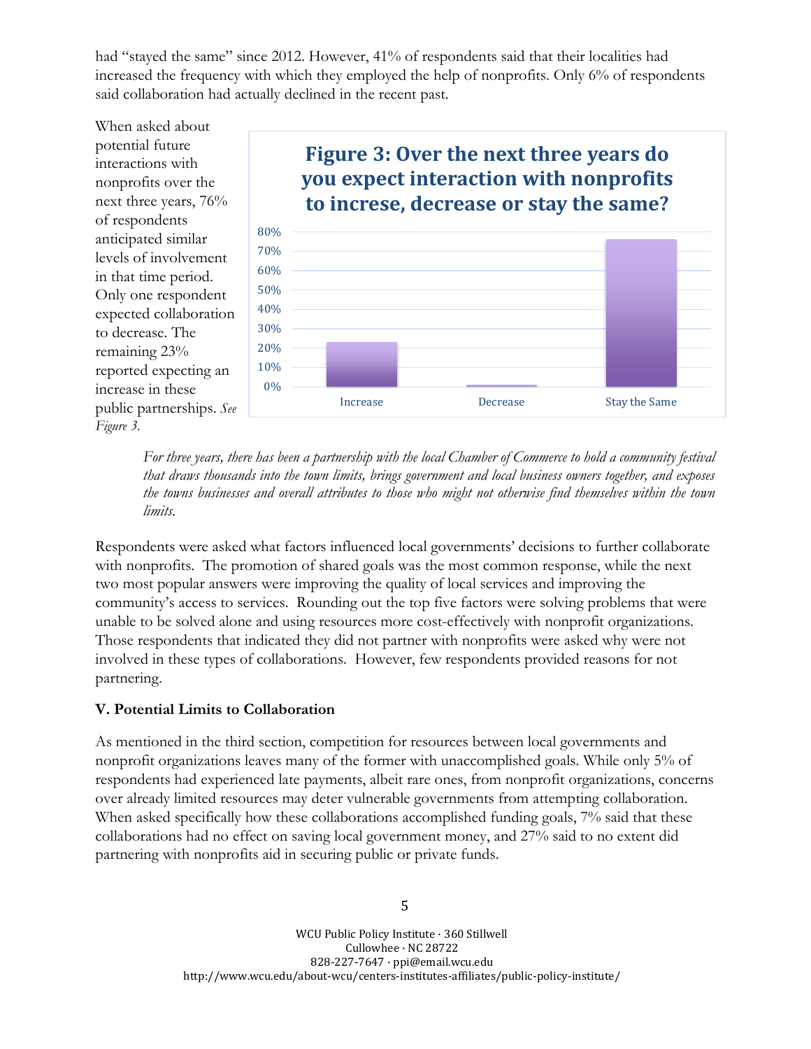had "stayed the same" since 2012. However, 41% of respondents said that their localities had increased the frequency with which they employed the help of nonprofits. Only 6% of respondents said collaboration had actually declined in the recent past.

When asked about potential future interactions with nonprofits over the next three years, 76% of respondents anticipated similar levels of involvement in that time period. Only one respondent expected collaboration to decrease. The remaining 23% reported expecting an increase in these public partnerships. *See Figure 3.*

**Figure 3: Over the next three years do you expect interaction with nonprofits to increse, decrease or stay the same?**

*For three years, there has been a partnership with the local Chamber of Commerce to hold a community festival that draws thousands into the town limits, brings government and local business owners together, and exposes the towns businesses and overall attributes to those who might not otherwise find themselves within the town limits.*

Respondents were asked what factors influenced local governments' decisions to further collaborate with nonprofits. The promotion of shared goals was the most common response, while the next two most popular answers were improving the quality of local services and improving the community's access to services. Rounding out the top five factors were solving problems that were unable to be solved alone and using resources more cost-effectively with nonprofit organizations. Those respondents that indicated they did not partner with nonprofits were asked why were not involved in these types of collaborations. However, few respondents provided reasons for not partnering.

**V. Potential Limits to Collaboration**

As mentioned in the third section, competition for resources between local governments and nonprofit organizations leaves many of the former with unaccomplished goals. While only 5% of respondents had experienced late payments, albeit rare ones, from nonprofit organizations, concerns over already limited resources may deter vulnerable governments from attempting collaboration. When asked specifically how these collaborations accomplished funding goals, 7% said that these collaborations had no effect on saving local government money, and 27% said to no extent did partnering with nonprofits aid in securing public or private funds.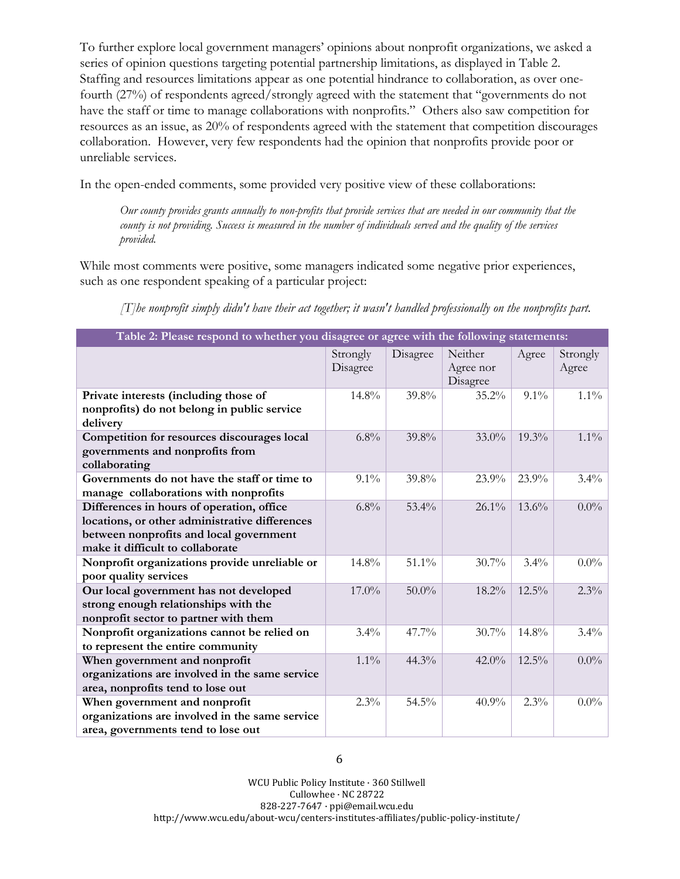To further explore local government managers' opinions about nonprofit organizations, we asked a series of opinion questions targeting potential partnership limitations, as displayed in Table 2. Staffing and resources limitations appear as one potential hindrance to collaboration, as over one-fourth (27%) of respondents agreed/strongly agreed with the statement that "governments do not have the staff or time to manage collaborations with nonprofits." Others also saw competition for resources as an issue, as 20% of respondents agreed with the statement that competition discourages collaboration. However, very few respondents had the opinion that nonprofits provide poor or unreliable services.

In the open-ended comments, some provided very positive view of these collaborations:

> *Our county provides grants annually to non-profits that provide services that are needed in our community that the county is not providing. Success is measured in the number of individuals served and the quality of the services provided.*

While most comments were positive, some managers indicated some negative prior experiences, such as one respondent speaking of a particular project:

> *[T]he nonprofit simply didn't have their act together; it wasn't handled professionally on the nonprofits part.*

**Table 2: Please respond to whether you disagree or agree with the following statements:**

| | Strongly Disagree | Disagree | Neither Agree nor Disagree | Agree | Strongly Agree |
|---|---|---|---|---|---|
| **Private interests (including those of nonprofits) do not belong in public service delivery** | 14.8% | 39.8% | 35.2% | 9.1% | 1.1% |
| **Competition for resources discourages local governments and nonprofits from collaborating** | 6.8% | 39.8% | 33.0% | 19.3% | 1.1% |
| **Governments do not have the staff or time to manage collaborations with nonprofits** | 9.1% | 39.8% | 23.9% | 23.9% | 3.4% |
| **Differences in hours of operation, office locations, or other administrative differences between nonprofits and local government make it difficult to collaborate** | 6.8% | 53.4% | 26.1% | 13.6% | 0.0% |
| **Nonprofit organizations provide unreliable or poor quality services** | 14.8% | 51.1% | 30.7% | 3.4% | 0.0% |
| **Our local government has not developed strong enough relationships with the nonprofit sector to partner with them** | 17.0% | 50.0% | 18.2% | 12.5% | 2.3% |
| **Nonprofit organizations cannot be relied on to represent the entire community** | 3.4% | 47.7% | 30.7% | 14.8% | 3.4% |
| **When government and nonprofit organizations are involved in the same service area, nonprofits tend to lose out** | 1.1% | 44.3% | 42.0% | 12.5% | 0.0% |
| **When government and nonprofit organizations are involved in the same service area, governments tend to lose out** | 2.3% | 54.5% | 40.9% | 2.3% | 0.0% |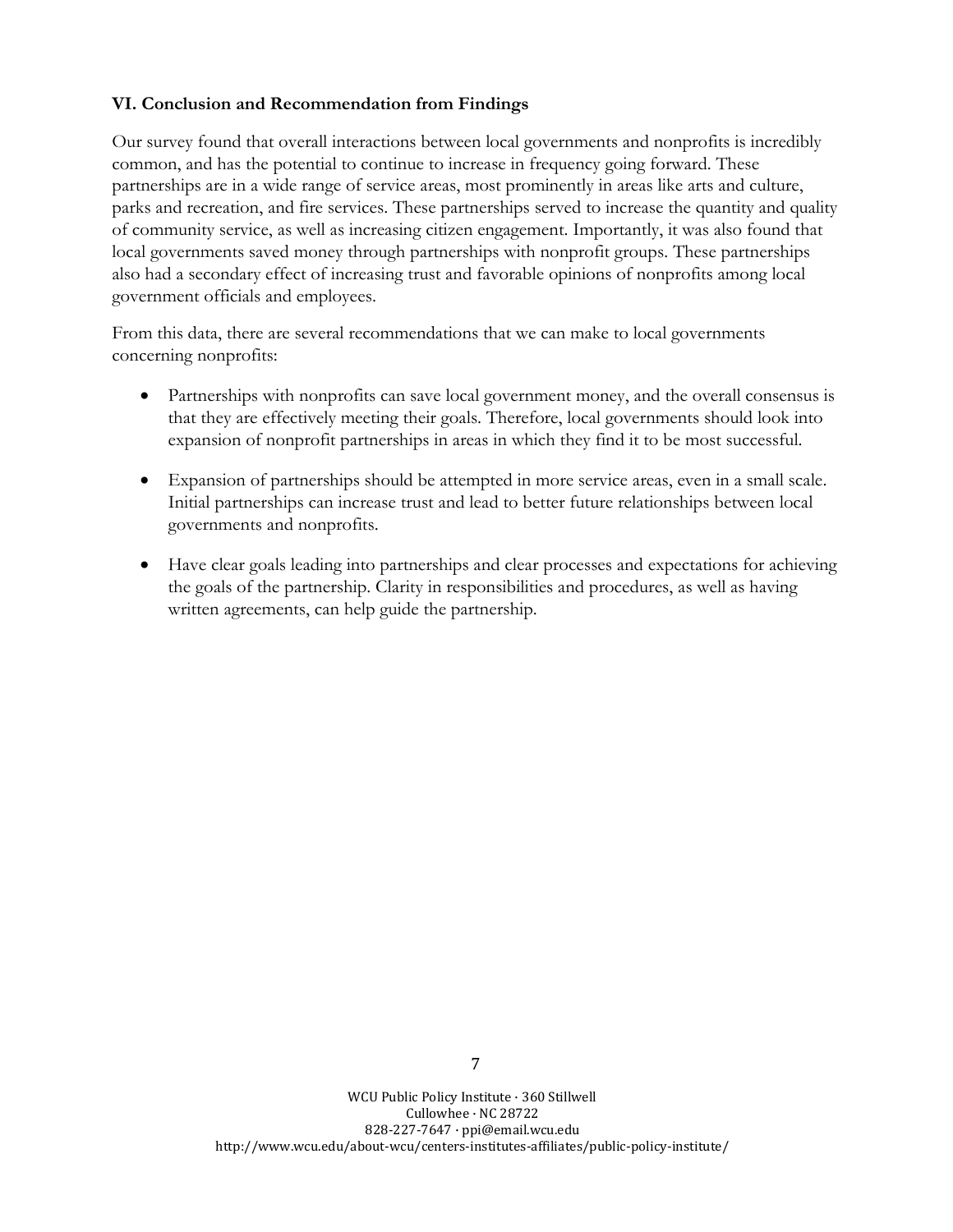**VI. Conclusion and Recommendation from Findings**

Our survey found that overall interactions between local governments and nonprofits is incredibly common, and has the potential to continue to increase in frequency going forward. These partnerships are in a wide range of service areas, most prominently in areas like arts and culture, parks and recreation, and fire services. These partnerships served to increase the quantity and quality of community service, as well as increasing citizen engagement. Importantly, it was also found that local governments saved money through partnerships with nonprofit groups. These partnerships also had a secondary effect of increasing trust and favorable opinions of nonprofits among local government officials and employees.

From this data, there are several recommendations that we can make to local governments concerning nonprofits:

- Partnerships with nonprofits can save local government money, and the overall consensus is that they are effectively meeting their goals. Therefore, local governments should look into expansion of nonprofit partnerships in areas in which they find it to be most successful.
- Expansion of partnerships should be attempted in more service areas, even in a small scale. Initial partnerships can increase trust and lead to better future relationships between local governments and nonprofits.
- Have clear goals leading into partnerships and clear processes and expectations for achieving the goals of the partnership. Clarity in responsibilities and procedures, as well as having written agreements, can help guide the partnership.